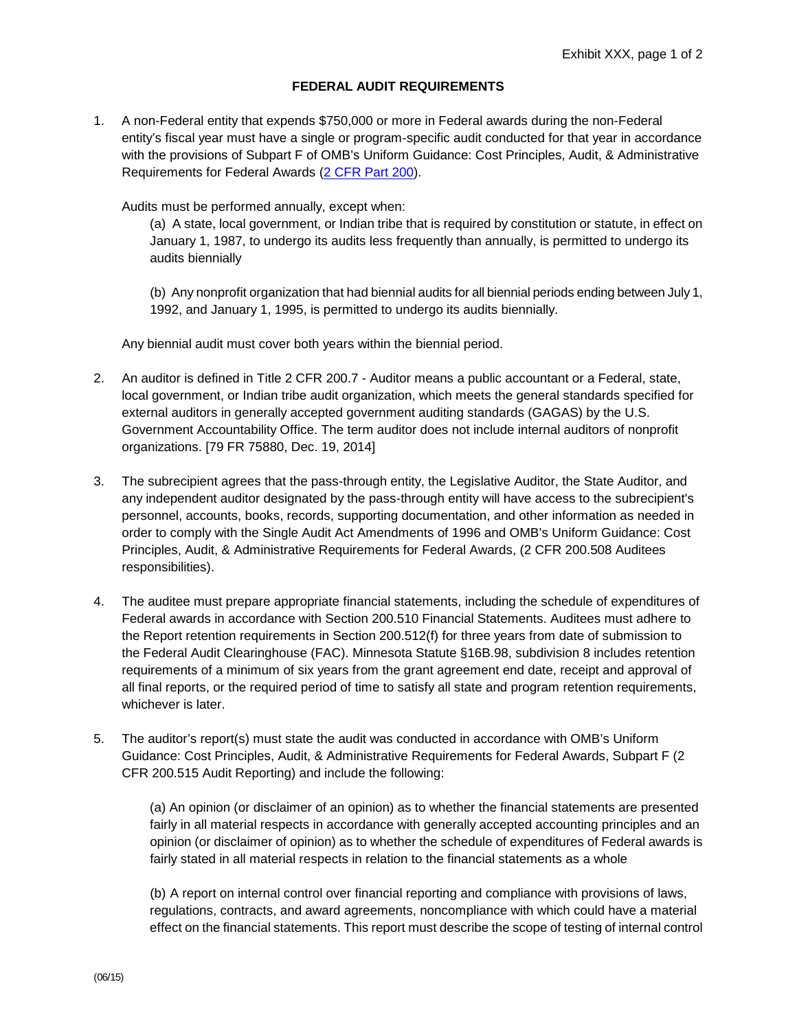# FEDERAL AUDIT REQUIREMENTS

1. A non-Federal entity that expends $750,000 or more in Federal awards during the non-Federal entity's fiscal year must have a single or program-specific audit conducted for that year in accordance with the provisions of Subpart F of OMB's Uniform Guidance: Cost Principles, Audit, & Administrative Requirements for Federal Awards ([2 CFR Part 200](2 CFR Part 200)).

   Audits must be performed annually, except when:

   (a) A state, local government, or Indian tribe that is required by constitution or statute, in effect on January 1, 1987, to undergo its audits less frequently than annually, is permitted to undergo its audits biennially

   (b) Any nonprofit organization that had biennial audits for all biennial periods ending between July 1, 1992, and January 1, 1995, is permitted to undergo its audits biennially.

   Any biennial audit must cover both years within the biennial period.

2. An auditor is defined in Title 2 CFR 200.7 - Auditor means a public accountant or a Federal, state, local government, or Indian tribe audit organization, which meets the general standards specified for external auditors in generally accepted government auditing standards (GAGAS) by the U.S. Government Accountability Office. The term auditor does not include internal auditors of nonprofit organizations. [79 FR 75880, Dec. 19, 2014]

3. The subrecipient agrees that the pass-through entity, the Legislative Auditor, the State Auditor, and any independent auditor designated by the pass-through entity will have access to the subrecipient's personnel, accounts, books, records, supporting documentation, and other information as needed in order to comply with the Single Audit Act Amendments of 1996 and OMB's Uniform Guidance: Cost Principles, Audit, & Administrative Requirements for Federal Awards, (2 CFR 200.508 Auditees responsibilities).

4. The auditee must prepare appropriate financial statements, including the schedule of expenditures of Federal awards in accordance with Section 200.510 Financial Statements. Auditees must adhere to the Report retention requirements in Section 200.512(f) for three years from date of submission to the Federal Audit Clearinghouse (FAC). Minnesota Statute §16B.98, subdivision 8 includes retention requirements of a minimum of six years from the grant agreement end date, receipt and approval of all final reports, or the required period of time to satisfy all state and program retention requirements, whichever is later.

5. The auditor's report(s) must state the audit was conducted in accordance with OMB's Uniform Guidance: Cost Principles, Audit, & Administrative Requirements for Federal Awards, Subpart F (2 CFR 200.515 Audit Reporting) and include the following:

   (a) An opinion (or disclaimer of an opinion) as to whether the financial statements are presented fairly in all material respects in accordance with generally accepted accounting principles and an opinion (or disclaimer of opinion) as to whether the schedule of expenditures of Federal awards is fairly stated in all material respects in relation to the financial statements as a whole

   (b) A report on internal control over financial reporting and compliance with provisions of laws, regulations, contracts, and award agreements, noncompliance with which could have a material effect on the financial statements. This report must describe the scope of testing of internal control

(06/15)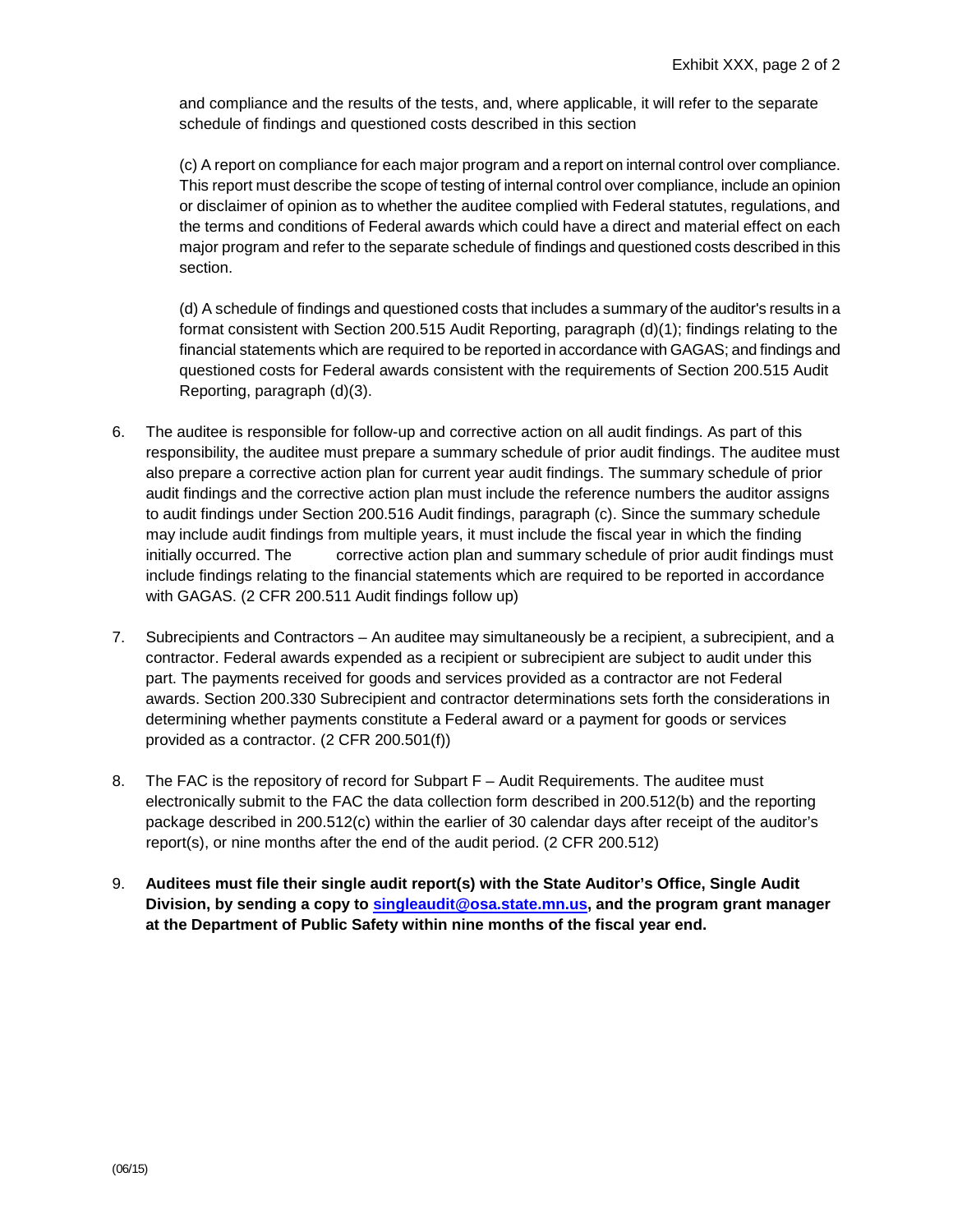and compliance and the results of the tests, and, where applicable, it will refer to the separate schedule of findings and questioned costs described in this section

(c) A report on compliance for each major program and a report on internal control over compliance. This report must describe the scope of testing of internal control over compliance, include an opinion or disclaimer of opinion as to whether the auditee complied with Federal statutes, regulations, and the terms and conditions of Federal awards which could have a direct and material effect on each major program and refer to the separate schedule of findings and questioned costs described in this section.

(d) A schedule of findings and questioned costs that includes a summary of the auditor's results in a format consistent with Section 200.515 Audit Reporting, paragraph (d)(1); findings relating to the financial statements which are required to be reported in accordance with GAGAS; and findings and questioned costs for Federal awards consistent with the requirements of Section 200.515 Audit Reporting, paragraph (d)(3).

6. The auditee is responsible for follow-up and corrective action on all audit findings. As part of this responsibility, the auditee must prepare a summary schedule of prior audit findings. The auditee must also prepare a corrective action plan for current year audit findings. The summary schedule of prior audit findings and the corrective action plan must include the reference numbers the auditor assigns to audit findings under Section 200.516 Audit findings, paragraph (c). Since the summary schedule may include audit findings from multiple years, it must include the fiscal year in which the finding initially occurred. The corrective action plan and summary schedule of prior audit findings must include findings relating to the financial statements which are required to be reported in accordance with GAGAS. (2 CFR 200.511 Audit findings follow up)

7. Subrecipients and Contractors – An auditee may simultaneously be a recipient, a subrecipient, and a contractor. Federal awards expended as a recipient or subrecipient are subject to audit under this part. The payments received for goods and services provided as a contractor are not Federal awards. Section 200.330 Subrecipient and contractor determinations sets forth the considerations in determining whether payments constitute a Federal award or a payment for goods or services provided as a contractor. (2 CFR 200.501(f))

8. The FAC is the repository of record for Subpart F – Audit Requirements. The auditee must electronically submit to the FAC the data collection form described in 200.512(b) and the reporting package described in 200.512(c) within the earlier of 30 calendar days after receipt of the auditor's report(s), or nine months after the end of the audit period. (2 CFR 200.512)

9. **Auditees must file their single audit report(s) with the State Auditor's Office, Single Audit Division, by sending a copy to [singleaudit@osa.state.mn.us](mailto:singleaudit@osa.state.mn.us), and the program grant manager at the Department of Public Safety within nine months of the fiscal year end.**

(06/15)